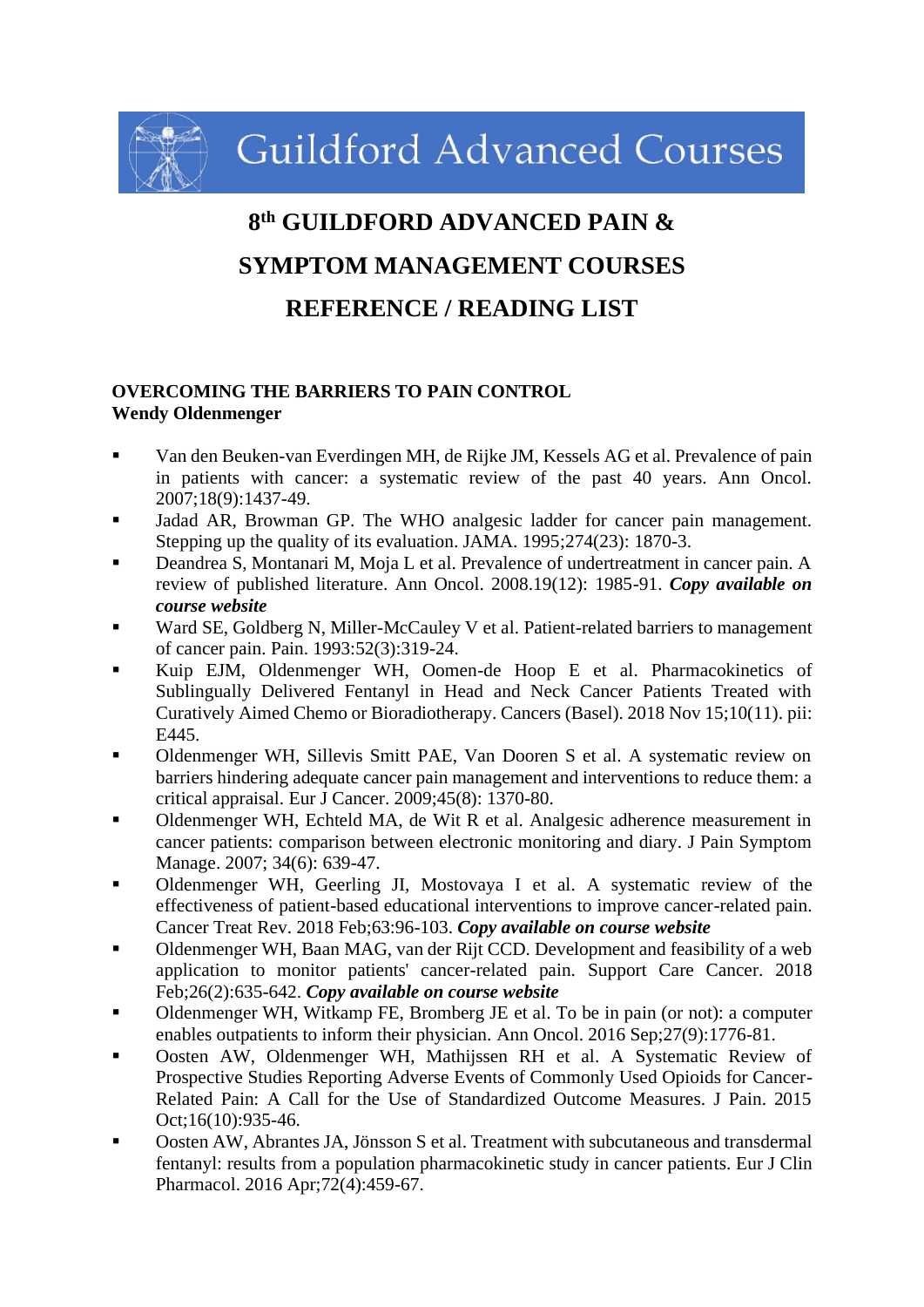Guildford Advanced Courses

# 8th GUILDFORD ADVANCED PAIN & SYMPTOM MANAGEMENT COURSES

# REFERENCE / READING LIST

## OVERCOMING THE BARRIERS TO PAIN CONTROL
**Wendy Oldenmenger**

- Van den Beuken-van Everdingen MH, de Rijke JM, Kessels AG et al. Prevalence of pain in patients with cancer: a systematic review of the past 40 years. Ann Oncol. 2007;18(9):1437-49.
- Jadad AR, Browman GP. The WHO analgesic ladder for cancer pain management. Stepping up the quality of its evaluation. JAMA. 1995;274(23): 1870-3.
- Deandrea S, Montanari M, Moja L et al. Prevalence of undertreatment in cancer pain. A review of published literature. Ann Oncol. 2008.19(12): 1985-91. ***Copy available on course website***
- Ward SE, Goldberg N, Miller-McCauley V et al. Patient-related barriers to management of cancer pain. Pain. 1993:52(3):319-24.
- Kuip EJM, Oldenmenger WH, Oomen-de Hoop E et al. Pharmacokinetics of Sublingually Delivered Fentanyl in Head and Neck Cancer Patients Treated with Curatively Aimed Chemo or Bioradiotherapy. Cancers (Basel). 2018 Nov 15;10(11). pii: E445.
- Oldenmenger WH, Sillevis Smitt PAE, Van Dooren S et al. A systematic review on barriers hindering adequate cancer pain management and interventions to reduce them: a critical appraisal. Eur J Cancer. 2009;45(8): 1370-80.
- Oldenmenger WH, Echteld MA, de Wit R et al. Analgesic adherence measurement in cancer patients: comparison between electronic monitoring and diary. J Pain Symptom Manage. 2007; 34(6): 639-47.
- Oldenmenger WH, Geerling JI, Mostovaya I et al. A systematic review of the effectiveness of patient-based educational interventions to improve cancer-related pain. Cancer Treat Rev. 2018 Feb;63:96-103. ***Copy available on course website***
- Oldenmenger WH, Baan MAG, van der Rijt CCD. Development and feasibility of a web application to monitor patients' cancer-related pain. Support Care Cancer. 2018 Feb;26(2):635-642. ***Copy available on course website***
- Oldenmenger WH, Witkamp FE, Bromberg JE et al. To be in pain (or not): a computer enables outpatients to inform their physician. Ann Oncol. 2016 Sep;27(9):1776-81.
- Oosten AW, Oldenmenger WH, Mathijssen RH et al. A Systematic Review of Prospective Studies Reporting Adverse Events of Commonly Used Opioids for Cancer-Related Pain: A Call for the Use of Standardized Outcome Measures. J Pain. 2015 Oct;16(10):935-46.
- Oosten AW, Abrantes JA, Jönsson S et al. Treatment with subcutaneous and transdermal fentanyl: results from a population pharmacokinetic study in cancer patients. Eur J Clin Pharmacol. 2016 Apr;72(4):459-67.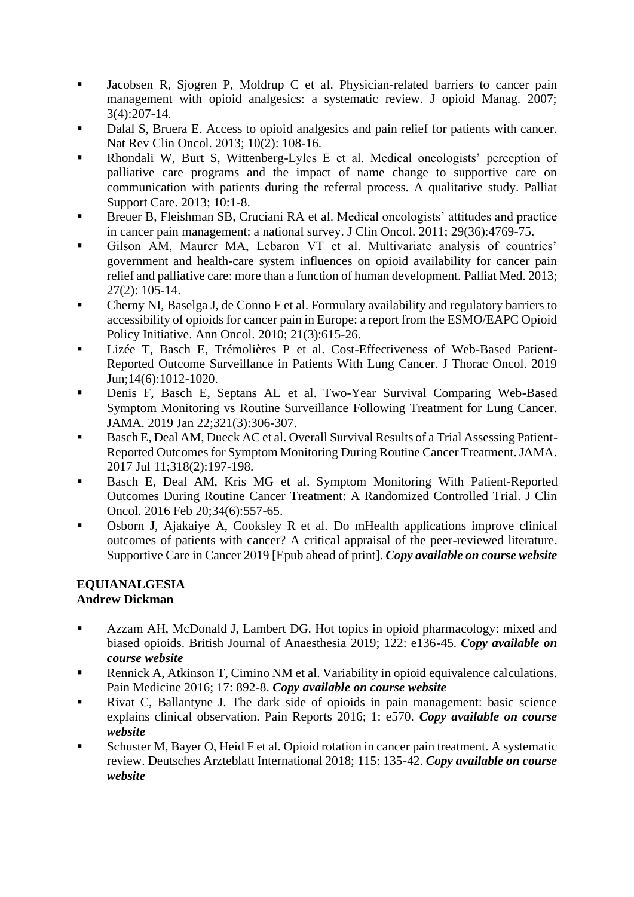- Jacobsen R, Sjogren P, Moldrup C et al. Physician-related barriers to cancer pain management with opioid analgesics: a systematic review. J opioid Manag. 2007; 3(4):207-14.
- Dalal S, Bruera E. Access to opioid analgesics and pain relief for patients with cancer. Nat Rev Clin Oncol. 2013; 10(2): 108-16.
- Rhondali W, Burt S, Wittenberg-Lyles E et al. Medical oncologists' perception of palliative care programs and the impact of name change to supportive care on communication with patients during the referral process. A qualitative study. Palliat Support Care. 2013; 10:1-8.
- Breuer B, Fleishman SB, Cruciani RA et al. Medical oncologists' attitudes and practice in cancer pain management: a national survey. J Clin Oncol. 2011; 29(36):4769-75.
- Gilson AM, Maurer MA, Lebaron VT et al. Multivariate analysis of countries' government and health-care system influences on opioid availability for cancer pain relief and palliative care: more than a function of human development. Palliat Med. 2013; 27(2): 105-14.
- Cherny NI, Baselga J, de Conno F et al. Formulary availability and regulatory barriers to accessibility of opioids for cancer pain in Europe: a report from the ESMO/EAPC Opioid Policy Initiative. Ann Oncol. 2010; 21(3):615-26.
- Lizée T, Basch E, Trémolières P et al. Cost-Effectiveness of Web-Based Patient-Reported Outcome Surveillance in Patients With Lung Cancer. J Thorac Oncol. 2019 Jun;14(6):1012-1020.
- Denis F, Basch E, Septans AL et al. Two-Year Survival Comparing Web-Based Symptom Monitoring vs Routine Surveillance Following Treatment for Lung Cancer. JAMA. 2019 Jan 22;321(3):306-307.
- Basch E, Deal AM, Dueck AC et al. Overall Survival Results of a Trial Assessing Patient-Reported Outcomes for Symptom Monitoring During Routine Cancer Treatment. JAMA. 2017 Jul 11;318(2):197-198.
- Basch E, Deal AM, Kris MG et al. Symptom Monitoring With Patient-Reported Outcomes During Routine Cancer Treatment: A Randomized Controlled Trial. J Clin Oncol. 2016 Feb 20;34(6):557-65.
- Osborn J, Ajakaiye A, Cooksley R et al. Do mHealth applications improve clinical outcomes of patients with cancer? A critical appraisal of the peer-reviewed literature. Supportive Care in Cancer 2019 [Epub ahead of print]. ***Copy available on course website***

**EQUIANALGESIA**
**Andrew Dickman**

- Azzam AH, McDonald J, Lambert DG. Hot topics in opioid pharmacology: mixed and biased opioids. British Journal of Anaesthesia 2019; 122: e136-45. ***Copy available on course website***
- Rennick A, Atkinson T, Cimino NM et al. Variability in opioid equivalence calculations. Pain Medicine 2016; 17: 892-8. ***Copy available on course website***
- Rivat C, Ballantyne J. The dark side of opioids in pain management: basic science explains clinical observation. Pain Reports 2016; 1: e570. ***Copy available on course website***
- Schuster M, Bayer O, Heid F et al. Opioid rotation in cancer pain treatment. A systematic review. Deutsches Arzteblatt International 2018; 115: 135-42. ***Copy available on course website***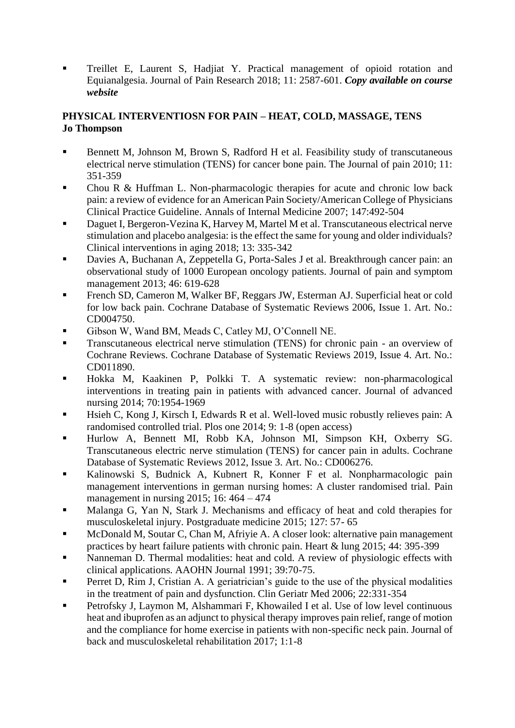- Treillet E, Laurent S, Hadjiat Y. Practical management of opioid rotation and Equianalgesia. Journal of Pain Research 2018; 11: 2587-601. ***Copy available on course website***

**PHYSICAL INTERVENTIOSN FOR PAIN – HEAT, COLD, MASSAGE, TENS**
**Jo Thompson**

- Bennett M, Johnson M, Brown S, Radford H et al. Feasibility study of transcutaneous electrical nerve stimulation (TENS) for cancer bone pain. The Journal of pain 2010; 11: 351-359
- Chou R & Huffman L. Non-pharmacologic therapies for acute and chronic low back pain: a review of evidence for an American Pain Society/American College of Physicians Clinical Practice Guideline. Annals of Internal Medicine 2007; 147:492-504
- Daguet I, Bergeron-Vezina K, Harvey M, Martel M et al. Transcutaneous electrical nerve stimulation and placebo analgesia: is the effect the same for young and older individuals? Clinical interventions in aging 2018; 13: 335-342
- Davies A, Buchanan A, Zeppetella G, Porta-Sales J et al. Breakthrough cancer pain: an observational study of 1000 European oncology patients. Journal of pain and symptom management 2013; 46: 619-628
- French SD, Cameron M, Walker BF, Reggars JW, Esterman AJ. Superficial heat or cold for low back pain. Cochrane Database of Systematic Reviews 2006, Issue 1. Art. No.: CD004750.
- Gibson W, Wand BM, Meads C, Catley MJ, O'Connell NE.
- Transcutaneous electrical nerve stimulation (TENS) for chronic pain - an overview of Cochrane Reviews. Cochrane Database of Systematic Reviews 2019, Issue 4. Art. No.: CD011890.
- Hokka M, Kaakinen P, Polkki T. A systematic review: non-pharmacological interventions in treating pain in patients with advanced cancer. Journal of advanced nursing 2014; 70:1954-1969
- Hsieh C, Kong J, Kirsch I, Edwards R et al. Well-loved music robustly relieves pain: A randomised controlled trial. Plos one 2014; 9: 1-8 (open access)
- Hurlow A, Bennett MI, Robb KA, Johnson MI, Simpson KH, Oxberry SG. Transcutaneous electric nerve stimulation (TENS) for cancer pain in adults. Cochrane Database of Systematic Reviews 2012, Issue 3. Art. No.: CD006276.
- Kalinowski S, Budnick A, Kubnert R, Konner F et al. Nonpharmacologic pain management interventions in german nursing homes: A cluster randomised trial. Pain management in nursing 2015; 16: 464 – 474
- Malanga G, Yan N, Stark J. Mechanisms and efficacy of heat and cold therapies for musculoskeletal injury. Postgraduate medicine 2015; 127: 57- 65
- McDonald M, Soutar C, Chan M, Afriyie A. A closer look: alternative pain management practices by heart failure patients with chronic pain. Heart & lung 2015; 44: 395-399
- Nanneman D. Thermal modalities: heat and cold. A review of physiologic effects with clinical applications. AAOHN Journal 1991; 39:70-75.
- Perret D, Rim J, Cristian A. A geriatrician's guide to the use of the physical modalities in the treatment of pain and dysfunction. Clin Geriatr Med 2006; 22:331-354
- Petrofsky J, Laymon M, Alshammari F, Khowailed I et al. Use of low level continuous heat and ibuprofen as an adjunct to physical therapy improves pain relief, range of motion and the compliance for home exercise in patients with non-specific neck pain. Journal of back and musculoskeletal rehabilitation 2017; 1:1-8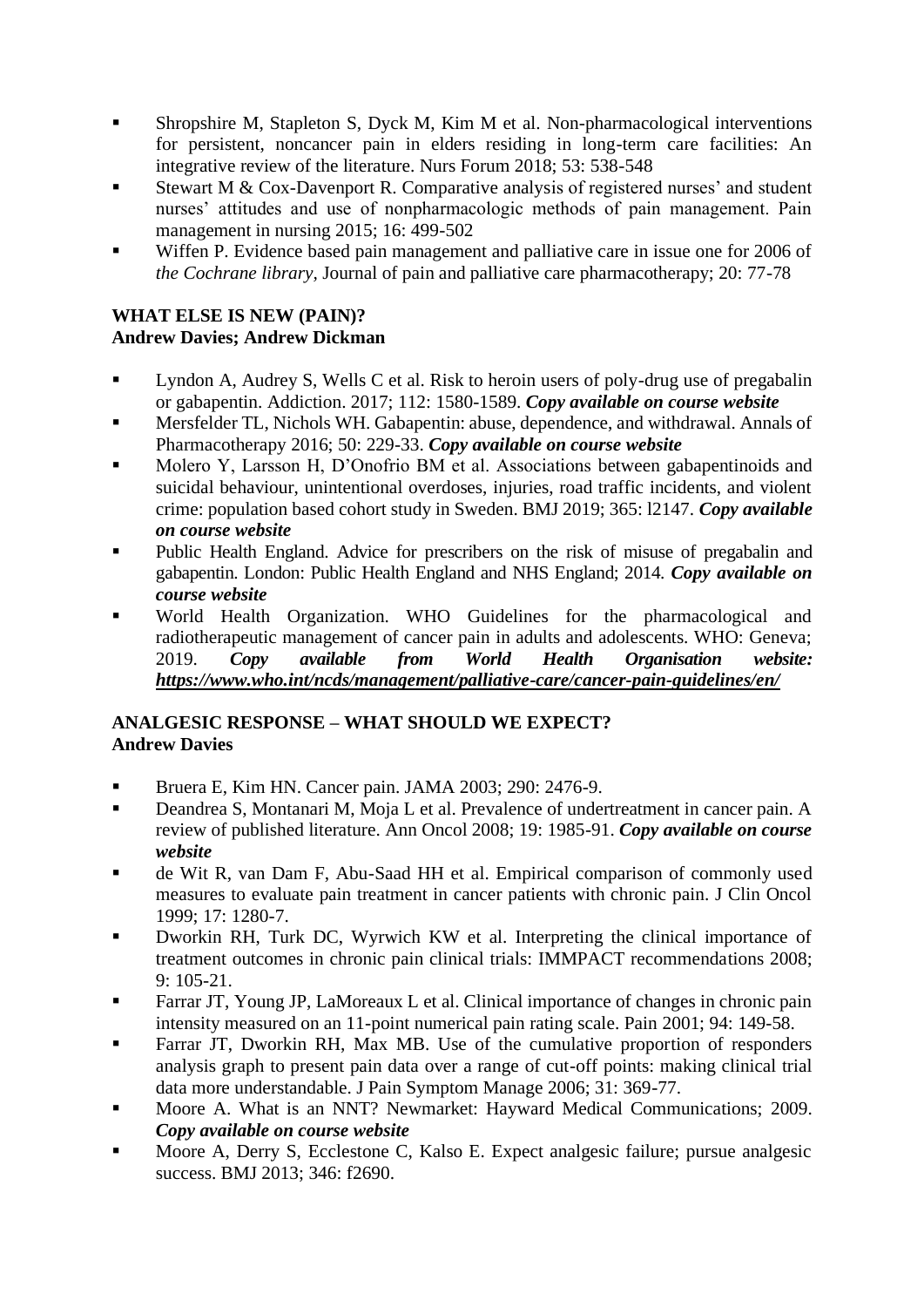- Shropshire M, Stapleton S, Dyck M, Kim M et al. Non-pharmacological interventions for persistent, noncancer pain in elders residing in long-term care facilities: An integrative review of the literature. Nurs Forum 2018; 53: 538-548
- Stewart M & Cox-Davenport R. Comparative analysis of registered nurses' and student nurses' attitudes and use of nonpharmacologic methods of pain management. Pain management in nursing 2015; 16: 499-502
- Wiffen P. Evidence based pain management and palliative care in issue one for 2006 of *the Cochrane library*, Journal of pain and palliative care pharmacotherapy; 20: 77-78

**WHAT ELSE IS NEW (PAIN)?**
**Andrew Davies; Andrew Dickman**

- Lyndon A, Audrey S, Wells C et al. Risk to heroin users of poly-drug use of pregabalin or gabapentin. Addiction. 2017; 112: 1580-1589. ***Copy available on course website***
- Mersfelder TL, Nichols WH. Gabapentin: abuse, dependence, and withdrawal. Annals of Pharmacotherapy 2016; 50: 229-33. ***Copy available on course website***
- Molero Y, Larsson H, D'Onofrio BM et al. Associations between gabapentinoids and suicidal behaviour, unintentional overdoses, injuries, road traffic incidents, and violent crime: population based cohort study in Sweden. BMJ 2019; 365: l2147. ***Copy available on course website***
- Public Health England. Advice for prescribers on the risk of misuse of pregabalin and gabapentin. London: Public Health England and NHS England; 2014. ***Copy available on course website***
- World Health Organization. WHO Guidelines for the pharmacological and radiotherapeutic management of cancer pain in adults and adolescents. WHO: Geneva; 2019. ***Copy available from World Health Organisation website: https://www.who.int/ncds/management/palliative-care/cancer-pain-guidelines/en/***

**ANALGESIC RESPONSE – WHAT SHOULD WE EXPECT?**
**Andrew Davies**

- Bruera E, Kim HN. Cancer pain. JAMA 2003; 290: 2476-9.
- Deandrea S, Montanari M, Moja L et al. Prevalence of undertreatment in cancer pain. A review of published literature. Ann Oncol 2008; 19: 1985-91. ***Copy available on course website***
- de Wit R, van Dam F, Abu-Saad HH et al. Empirical comparison of commonly used measures to evaluate pain treatment in cancer patients with chronic pain. J Clin Oncol 1999; 17: 1280-7.
- Dworkin RH, Turk DC, Wyrwich KW et al. Interpreting the clinical importance of treatment outcomes in chronic pain clinical trials: IMMPACT recommendations 2008; 9: 105-21.
- Farrar JT, Young JP, LaMoreaux L et al. Clinical importance of changes in chronic pain intensity measured on an 11-point numerical pain rating scale. Pain 2001; 94: 149-58.
- Farrar JT, Dworkin RH, Max MB. Use of the cumulative proportion of responders analysis graph to present pain data over a range of cut-off points: making clinical trial data more understandable. J Pain Symptom Manage 2006; 31: 369-77.
- Moore A. What is an NNT? Newmarket: Hayward Medical Communications; 2009. ***Copy available on course website***
- Moore A, Derry S, Ecclestone C, Kalso E. Expect analgesic failure; pursue analgesic success. BMJ 2013; 346: f2690.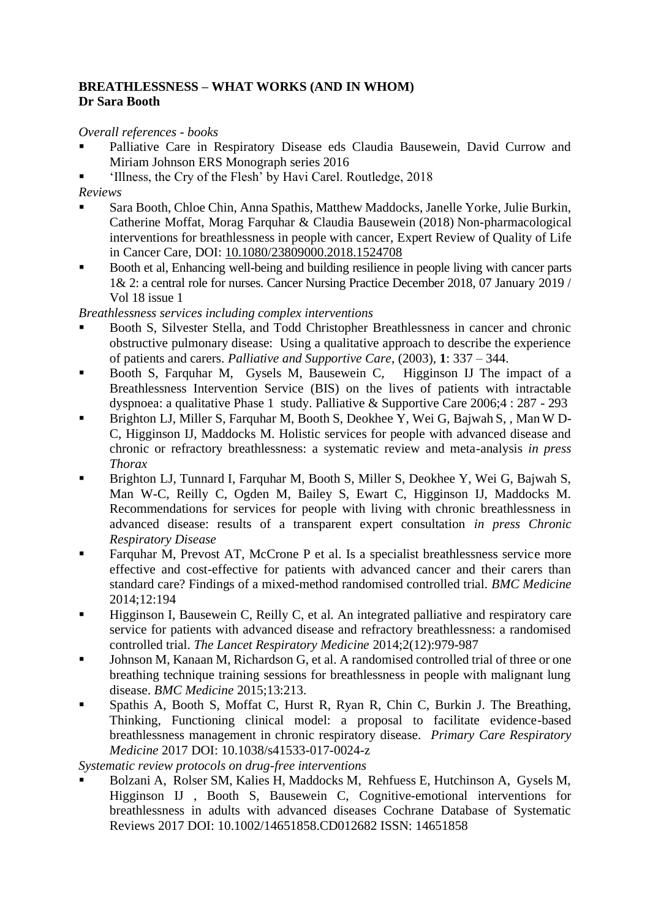**BREATHLESSNESS – WHAT WORKS (AND IN WHOM)**
**Dr Sara Booth**

*Overall references - books*

- Palliative Care in Respiratory Disease eds Claudia Bausewein, David Currow and Miriam Johnson ERS Monograph series 2016
- 'Illness, the Cry of the Flesh' by Havi Carel. Routledge, 2018

*Reviews*

- Sara Booth, Chloe Chin, Anna Spathis, Matthew Maddocks, Janelle Yorke, Julie Burkin, Catherine Moffat, Morag Farquhar & Claudia Bausewein (2018) Non-pharmacological interventions for breathlessness in people with cancer, Expert Review of Quality of Life in Cancer Care, DOI: 10.1080/23809000.2018.1524708
- Booth et al, Enhancing well-being and building resilience in people living with cancer parts 1& 2: a central role for nurses. Cancer Nursing Practice December 2018, 07 January 2019 / Vol 18 issue 1

*Breathlessness services including complex interventions*

- Booth S, Silvester Stella, and Todd Christopher Breathlessness in cancer and chronic obstructive pulmonary disease: Using a qualitative approach to describe the experience of patients and carers. *Palliative and Supportive Care*, (2003), **1**: 337 – 344.
- Booth S, Farquhar M, Gysels M, Bausewein C, Higginson IJ The impact of a Breathlessness Intervention Service (BIS) on the lives of patients with intractable dyspnoea: a qualitative Phase 1 study. Palliative & Supportive Care 2006;4 : 287 - 293
- Brighton LJ, Miller S, Farquhar M, Booth S, Deokhee Y, Wei G, Bajwah S, , Man W D-C, Higginson IJ, Maddocks M. Holistic services for people with advanced disease and chronic or refractory breathlessness: a systematic review and meta-analysis *in press Thorax*
- Brighton LJ, Tunnard I, Farquhar M, Booth S, Miller S, Deokhee Y, Wei G, Bajwah S, Man W-C, Reilly C, Ogden M, Bailey S, Ewart C, Higginson IJ, Maddocks M. Recommendations for services for people with living with chronic breathlessness in advanced disease: results of a transparent expert consultation *in press Chronic Respiratory Disease*
- Farquhar M, Prevost AT, McCrone P et al. Is a specialist breathlessness service more effective and cost-effective for patients with advanced cancer and their carers than standard care? Findings of a mixed-method randomised controlled trial. *BMC Medicine* 2014;12:194
- Higginson I, Bausewein C, Reilly C, et al. An integrated palliative and respiratory care service for patients with advanced disease and refractory breathlessness: a randomised controlled trial. *The Lancet Respiratory Medicine* 2014;2(12):979-987
- Johnson M, Kanaan M, Richardson G, et al. A randomised controlled trial of three or one breathing technique training sessions for breathlessness in people with malignant lung disease. *BMC Medicine* 2015;13:213.
- Spathis A, Booth S, Moffat C, Hurst R, Ryan R, Chin C, Burkin J. The Breathing, Thinking, Functioning clinical model: a proposal to facilitate evidence-based breathlessness management in chronic respiratory disease. *Primary Care Respiratory Medicine* 2017 DOI: 10.1038/s41533-017-0024-z

*Systematic review protocols on drug-free interventions*

- Bolzani A, Rolser SM, Kalies H, Maddocks M, Rehfuess E, Hutchinson A, Gysels M, Higginson IJ , Booth S, Bausewein C, Cognitive-emotional interventions for breathlessness in adults with advanced diseases Cochrane Database of Systematic Reviews 2017 DOI: 10.1002/14651858.CD012682 ISSN: 14651858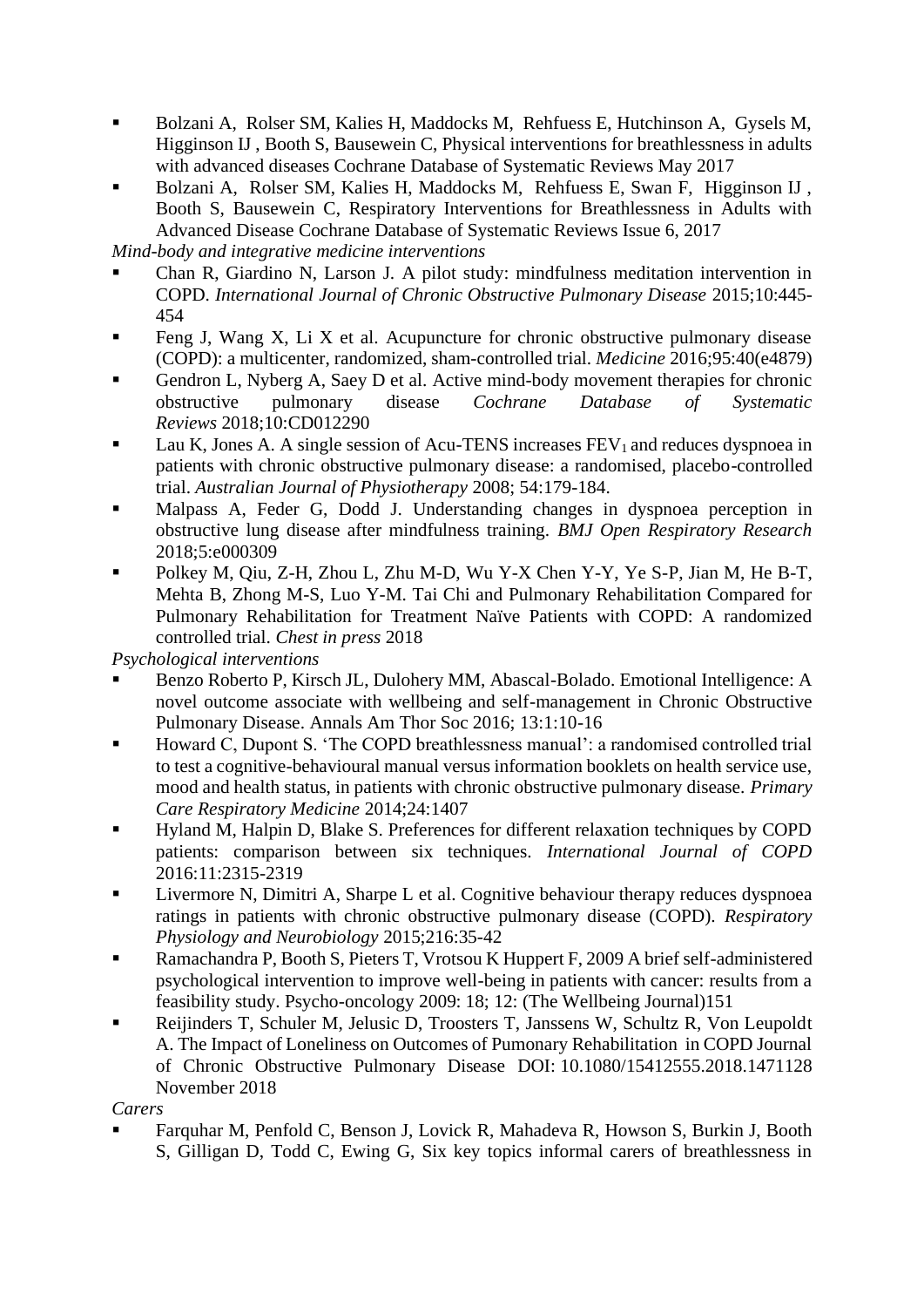- Bolzani A, Rolser SM, Kalies H, Maddocks M, Rehfuess E, Hutchinson A, Gysels M, Higginson IJ , Booth S, Bausewein C, Physical interventions for breathlessness in adults with advanced diseases Cochrane Database of Systematic Reviews May 2017
- Bolzani A, Rolser SM, Kalies H, Maddocks M, Rehfuess E, Swan F, Higginson IJ , Booth S, Bausewein C, Respiratory Interventions for Breathlessness in Adults with Advanced Disease Cochrane Database of Systematic Reviews Issue 6, 2017

*Mind-body and integrative medicine interventions*

- Chan R, Giardino N, Larson J. A pilot study: mindfulness meditation intervention in COPD. *International Journal of Chronic Obstructive Pulmonary Disease* 2015;10:445-454
- Feng J, Wang X, Li X et al. Acupuncture for chronic obstructive pulmonary disease (COPD): a multicenter, randomized, sham-controlled trial. *Medicine* 2016;95:40(e4879)
- Gendron L, Nyberg A, Saey D et al. Active mind-body movement therapies for chronic obstructive pulmonary disease *Cochrane Database of Systematic Reviews* 2018;10:CD012290
- Lau K, Jones A. A single session of Acu-TENS increases $FEV_1$ and reduces dyspnoea in patients with chronic obstructive pulmonary disease: a randomised, placebo-controlled trial. *Australian Journal of Physiotherapy* 2008; 54:179-184.
- Malpass A, Feder G, Dodd J. Understanding changes in dyspnoea perception in obstructive lung disease after mindfulness training. *BMJ Open Respiratory Research* 2018;5:e000309
- Polkey M, Qiu, Z-H, Zhou L, Zhu M-D, Wu Y-X Chen Y-Y, Ye S-P, Jian M, He B-T, Mehta B, Zhong M-S, Luo Y-M. Tai Chi and Pulmonary Rehabilitation Compared for Pulmonary Rehabilitation for Treatment Naïve Patients with COPD: A randomized controlled trial. *Chest in press* 2018

*Psychological interventions*

- Benzo Roberto P, Kirsch JL, Dulohery MM, Abascal-Bolado. Emotional Intelligence: A novel outcome associate with wellbeing and self-management in Chronic Obstructive Pulmonary Disease. Annals Am Thor Soc 2016; 13:1:10-16
- Howard C, Dupont S. 'The COPD breathlessness manual': a randomised controlled trial to test a cognitive-behavioural manual versus information booklets on health service use, mood and health status, in patients with chronic obstructive pulmonary disease. *Primary Care Respiratory Medicine* 2014;24:1407
- Hyland M, Halpin D, Blake S. Preferences for different relaxation techniques by COPD patients: comparison between six techniques. *International Journal of COPD* 2016:11:2315-2319
- Livermore N, Dimitri A, Sharpe L et al. Cognitive behaviour therapy reduces dyspnoea ratings in patients with chronic obstructive pulmonary disease (COPD). *Respiratory Physiology and Neurobiology* 2015;216:35-42
- Ramachandra P, Booth S, Pieters T, Vrotsou K Huppert F, 2009 A brief self-administered psychological intervention to improve well-being in patients with cancer: results from a feasibility study. Psycho-oncology 2009: 18; 12: (The Wellbeing Journal)151
- Reijinders T, Schuler M, Jelusic D, Troosters T, Janssens W, Schultz R, Von Leupoldt A. The Impact of Loneliness on Outcomes of Pumonary Rehabilitation in COPD Journal of Chronic Obstructive Pulmonary Disease DOI: 10.1080/15412555.2018.1471128 November 2018

*Carers*

- Farquhar M, Penfold C, Benson J, Lovick R, Mahadeva R, Howson S, Burkin J, Booth S, Gilligan D, Todd C, Ewing G, Six key topics informal carers of breathlessness in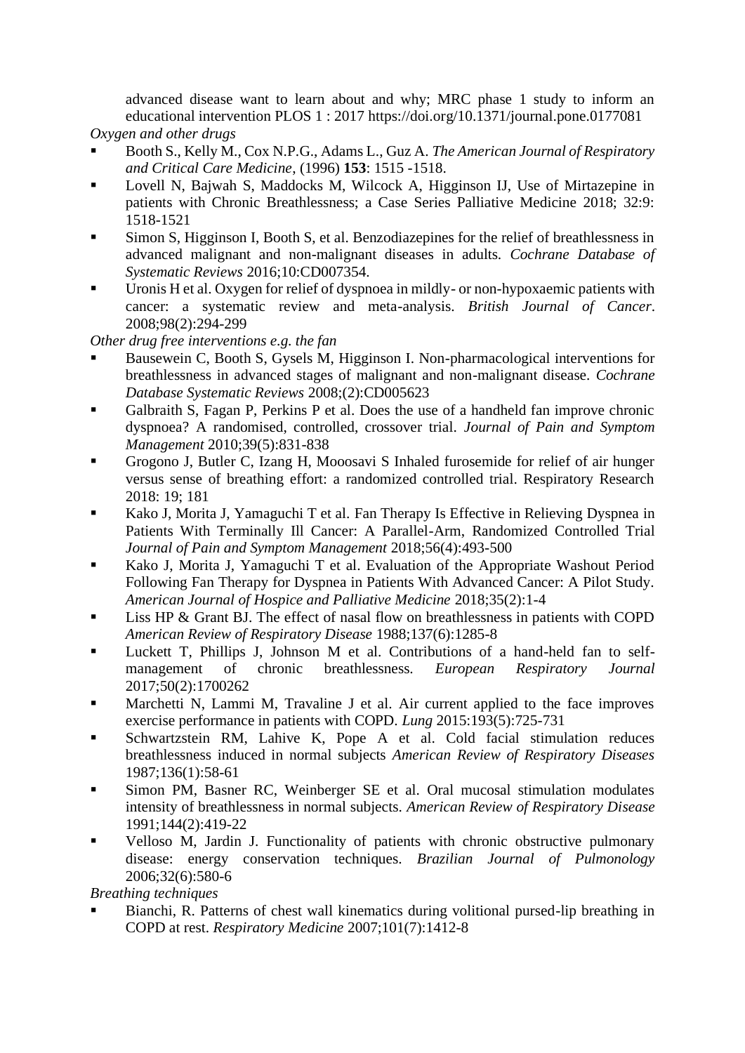advanced disease want to learn about and why; MRC phase 1 study to inform an educational intervention PLOS 1 : 2017 https://doi.org/10.1371/journal.pone.0177081

*Oxygen and other drugs*

- Booth S., Kelly M., Cox N.P.G., Adams L., Guz A. *The American Journal of Respiratory and Critical Care Medicine*, (1996) **153**: 1515 -1518.
- Lovell N, Bajwah S, Maddocks M, Wilcock A, Higginson IJ, Use of Mirtazepine in patients with Chronic Breathlessness; a Case Series Palliative Medicine 2018; 32:9: 1518-1521
- Simon S, Higginson I, Booth S, et al. Benzodiazepines for the relief of breathlessness in advanced malignant and non-malignant diseases in adults. *Cochrane Database of Systematic Reviews* 2016;10:CD007354.
- Uronis H et al. Oxygen for relief of dyspnoea in mildly- or non-hypoxaemic patients with cancer: a systematic review and meta-analysis. *British Journal of Cancer*. 2008;98(2):294-299

*Other drug free interventions e.g. the fan*

- Bausewein C, Booth S, Gysels M, Higginson I. Non-pharmacological interventions for breathlessness in advanced stages of malignant and non-malignant disease. *Cochrane Database Systematic Reviews* 2008;(2):CD005623
- Galbraith S, Fagan P, Perkins P et al. Does the use of a handheld fan improve chronic dyspnoea? A randomised, controlled, crossover trial. *Journal of Pain and Symptom Management* 2010;39(5):831-838
- Grogono J, Butler C, Izang H, Mooosavi S Inhaled furosemide for relief of air hunger versus sense of breathing effort: a randomized controlled trial. Respiratory Research 2018: 19; 181
- Kako J, Morita J, Yamaguchi T et al. Fan Therapy Is Effective in Relieving Dyspnea in Patients With Terminally Ill Cancer: A Parallel-Arm, Randomized Controlled Trial *Journal of Pain and Symptom Management* 2018;56(4):493-500
- Kako J, Morita J, Yamaguchi T et al. Evaluation of the Appropriate Washout Period Following Fan Therapy for Dyspnea in Patients With Advanced Cancer: A Pilot Study. *American Journal of Hospice and Palliative Medicine* 2018;35(2):1-4
- Liss HP & Grant BJ. The effect of nasal flow on breathlessness in patients with COPD *American Review of Respiratory Disease* 1988;137(6):1285-8
- Luckett T, Phillips J, Johnson M et al. Contributions of a hand-held fan to self-management of chronic breathlessness. *European Respiratory Journal* 2017;50(2):1700262
- Marchetti N, Lammi M, Travaline J et al. Air current applied to the face improves exercise performance in patients with COPD. *Lung* 2015:193(5):725-731
- Schwartzstein RM, Lahive K, Pope A et al. Cold facial stimulation reduces breathlessness induced in normal subjects *American Review of Respiratory Diseases* 1987;136(1):58-61
- Simon PM, Basner RC, Weinberger SE et al. Oral mucosal stimulation modulates intensity of breathlessness in normal subjects. *American Review of Respiratory Disease* 1991;144(2):419-22
- Velloso M, Jardin J. Functionality of patients with chronic obstructive pulmonary disease: energy conservation techniques. *Brazilian Journal of Pulmonology* 2006;32(6):580-6

*Breathing techniques*

- Bianchi, R. Patterns of chest wall kinematics during volitional pursed-lip breathing in COPD at rest. *Respiratory Medicine* 2007;101(7):1412-8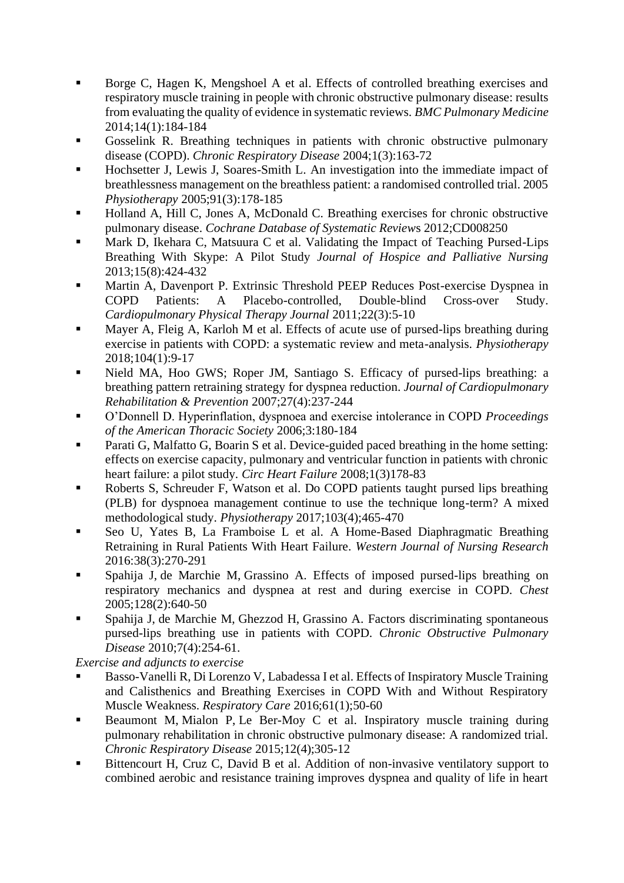- Borge C, Hagen K, Mengshoel A et al. Effects of controlled breathing exercises and respiratory muscle training in people with chronic obstructive pulmonary disease: results from evaluating the quality of evidence in systematic reviews. *BMC Pulmonary Medicine* 2014;14(1):184-184
- Gosselink R. Breathing techniques in patients with chronic obstructive pulmonary disease (COPD). *Chronic Respiratory Disease* 2004;1(3):163-72
- Hochsetter J, Lewis J, Soares-Smith L. An investigation into the immediate impact of breathlessness management on the breathless patient: a randomised controlled trial. 2005 *Physiotherapy* 2005;91(3):178-185
- Holland A, Hill C, Jones A, McDonald C. Breathing exercises for chronic obstructive pulmonary disease. *Cochrane Database of Systematic Reviews* 2012;CD008250
- Mark D, Ikehara C, Matsuura C et al. Validating the Impact of Teaching Pursed-Lips Breathing With Skype: A Pilot Study *Journal of Hospice and Palliative Nursing* 2013;15(8):424-432
- Martin A, Davenport P. Extrinsic Threshold PEEP Reduces Post-exercise Dyspnea in COPD Patients: A Placebo-controlled, Double-blind Cross-over Study. *Cardiopulmonary Physical Therapy Journal* 2011;22(3):5-10
- Mayer A, Fleig A, Karloh M et al. Effects of acute use of pursed-lips breathing during exercise in patients with COPD: a systematic review and meta-analysis. *Physiotherapy* 2018;104(1):9-17
- Nield MA, Hoo GWS; Roper JM, Santiago S. Efficacy of pursed-lips breathing: a breathing pattern retraining strategy for dyspnea reduction. *Journal of Cardiopulmonary Rehabilitation & Prevention* 2007;27(4):237-244
- O'Donnell D. Hyperinflation, dyspnoea and exercise intolerance in COPD *Proceedings of the American Thoracic Society* 2006;3:180-184
- Parati G, Malfatto G, Boarin S et al. Device-guided paced breathing in the home setting: effects on exercise capacity, pulmonary and ventricular function in patients with chronic heart failure: a pilot study. *Circ Heart Failure* 2008;1(3)178-83
- Roberts S, Schreuder F, Watson et al. Do COPD patients taught pursed lips breathing (PLB) for dyspnoea management continue to use the technique long-term? A mixed methodological study. *Physiotherapy* 2017;103(4);465-470
- Seo U, Yates B, La Framboise L et al. A Home-Based Diaphragmatic Breathing Retraining in Rural Patients With Heart Failure. *Western Journal of Nursing Research* 2016:38(3):270-291
- Spahija J, de Marchie M, Grassino A. Effects of imposed pursed-lips breathing on respiratory mechanics and dyspnea at rest and during exercise in COPD. *Chest* 2005;128(2):640-50
- Spahija J, de Marchie M, Ghezzod H, Grassino A. Factors discriminating spontaneous pursed-lips breathing use in patients with COPD. *Chronic Obstructive Pulmonary Disease* 2010;7(4):254-61.

*Exercise and adjuncts to exercise*

- Basso-Vanelli R, Di Lorenzo V, Labadessa I et al. Effects of Inspiratory Muscle Training and Calisthenics and Breathing Exercises in COPD With and Without Respiratory Muscle Weakness. *Respiratory Care* 2016;61(1);50-60
- Beaumont M, Mialon P, Le Ber-Moy C et al. Inspiratory muscle training during pulmonary rehabilitation in chronic obstructive pulmonary disease: A randomized trial. *Chronic Respiratory Disease* 2015;12(4);305-12
- Bittencourt H, Cruz C, David B et al. Addition of non-invasive ventilatory support to combined aerobic and resistance training improves dyspnea and quality of life in heart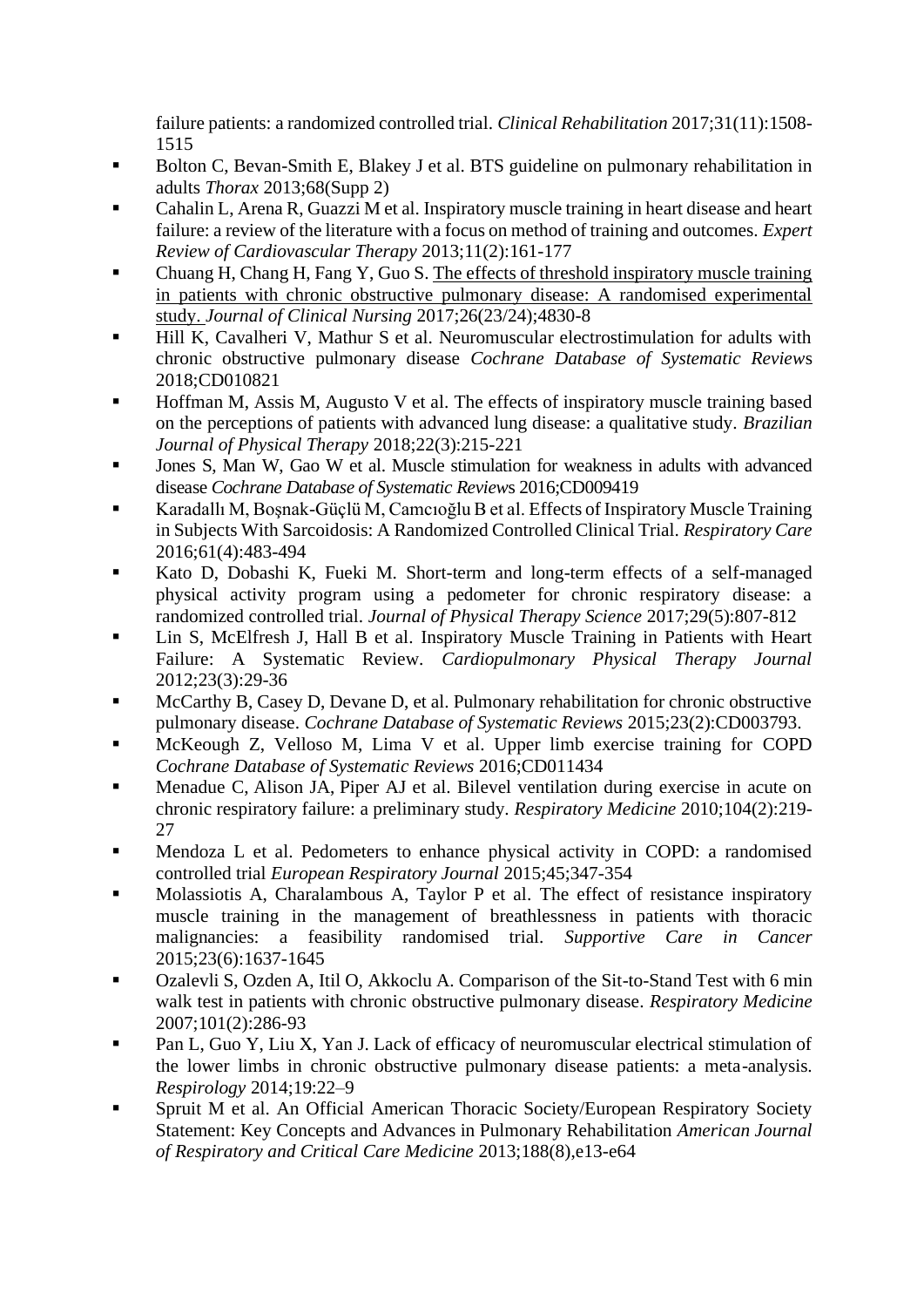failure patients: a randomized controlled trial. *Clinical Rehabilitation* 2017;31(11):1508-1515

- Bolton C, Bevan-Smith E, Blakey J et al. BTS guideline on pulmonary rehabilitation in adults *Thorax* 2013;68(Supp 2)
- Cahalin L, Arena R, Guazzi M et al. Inspiratory muscle training in heart disease and heart failure: a review of the literature with a focus on method of training and outcomes. *Expert Review of Cardiovascular Therapy* 2013;11(2):161-177
- Chuang H, Chang H, Fang Y, Guo S. The effects of threshold inspiratory muscle training in patients with chronic obstructive pulmonary disease: A randomised experimental study. *Journal of Clinical Nursing* 2017;26(23/24);4830-8
- Hill K, Cavalheri V, Mathur S et al. Neuromuscular electrostimulation for adults with chronic obstructive pulmonary disease *Cochrane Database of Systematic Reviews* 2018;CD010821
- Hoffman M, Assis M, Augusto V et al. The effects of inspiratory muscle training based on the perceptions of patients with advanced lung disease: a qualitative study. *Brazilian Journal of Physical Therapy* 2018;22(3):215-221
- Jones S, Man W, Gao W et al. Muscle stimulation for weakness in adults with advanced disease *Cochrane Database of Systematic Reviews* 2016;CD009419
- Karadallı M, Boşnak-Güçlü M, Camcıoğlu B et al. Effects of Inspiratory Muscle Training in Subjects With Sarcoidosis: A Randomized Controlled Clinical Trial. *Respiratory Care* 2016;61(4):483-494
- Kato D, Dobashi K, Fueki M. Short-term and long-term effects of a self-managed physical activity program using a pedometer for chronic respiratory disease: a randomized controlled trial. *Journal of Physical Therapy Science* 2017;29(5):807-812
- Lin S, McElfresh J, Hall B et al. Inspiratory Muscle Training in Patients with Heart Failure: A Systematic Review. *Cardiopulmonary Physical Therapy Journal* 2012;23(3):29-36
- McCarthy B, Casey D, Devane D, et al. Pulmonary rehabilitation for chronic obstructive pulmonary disease. *Cochrane Database of Systematic Reviews* 2015;23(2):CD003793.
- McKeough Z, Velloso M, Lima V et al. Upper limb exercise training for COPD *Cochrane Database of Systematic Reviews* 2016;CD011434
- Menadue C, Alison JA, Piper AJ et al. Bilevel ventilation during exercise in acute on chronic respiratory failure: a preliminary study. *Respiratory Medicine* 2010;104(2):219-27
- Mendoza L et al. Pedometers to enhance physical activity in COPD: a randomised controlled trial *European Respiratory Journal* 2015;45;347-354
- Molassiotis A, Charalambous A, Taylor P et al. The effect of resistance inspiratory muscle training in the management of breathlessness in patients with thoracic malignancies: a feasibility randomised trial. *Supportive Care in Cancer* 2015;23(6):1637-1645
- Ozalevli S, Ozden A, Itil O, Akkoclu A. Comparison of the Sit-to-Stand Test with 6 min walk test in patients with chronic obstructive pulmonary disease. *Respiratory Medicine* 2007;101(2):286-93
- Pan L, Guo Y, Liu X, Yan J. Lack of efficacy of neuromuscular electrical stimulation of the lower limbs in chronic obstructive pulmonary disease patients: a meta-analysis. *Respirology* 2014;19:22–9
- Spruit M et al. An Official American Thoracic Society/European Respiratory Society Statement: Key Concepts and Advances in Pulmonary Rehabilitation *American Journal of Respiratory and Critical Care Medicine* 2013;188(8),e13-e64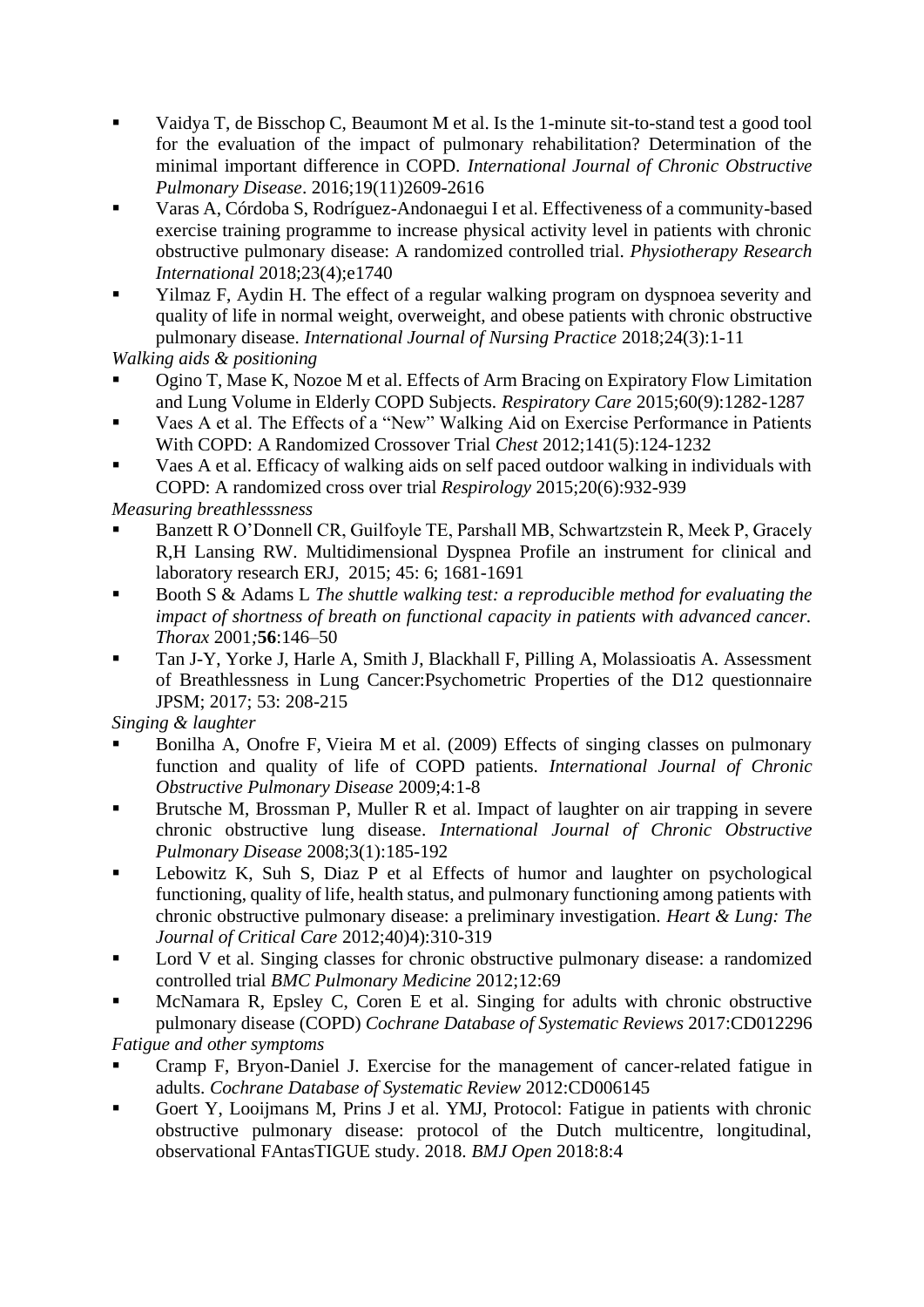- Vaidya T, de Bisschop C, Beaumont M et al. Is the 1-minute sit-to-stand test a good tool for the evaluation of the impact of pulmonary rehabilitation? Determination of the minimal important difference in COPD. *International Journal of Chronic Obstructive Pulmonary Disease*. 2016;19(11)2609-2616
- Varas A, Córdoba S, Rodríguez-Andonaegui I et al. Effectiveness of a community-based exercise training programme to increase physical activity level in patients with chronic obstructive pulmonary disease: A randomized controlled trial. *Physiotherapy Research International* 2018;23(4);e1740
- Yilmaz F, Aydin H. The effect of a regular walking program on dyspnoea severity and quality of life in normal weight, overweight, and obese patients with chronic obstructive pulmonary disease. *International Journal of Nursing Practice* 2018;24(3):1-11

*Walking aids & positioning*

- Ogino T, Mase K, Nozoe M et al. Effects of Arm Bracing on Expiratory Flow Limitation and Lung Volume in Elderly COPD Subjects. *Respiratory Care* 2015;60(9):1282-1287
- Vaes A et al. The Effects of a "New" Walking Aid on Exercise Performance in Patients With COPD: A Randomized Crossover Trial *Chest* 2012;141(5):124-1232
- Vaes A et al. Efficacy of walking aids on self paced outdoor walking in individuals with COPD: A randomized cross over trial *Respirology* 2015;20(6):932-939

*Measuring breathlesssness*

- Banzett R O'Donnell CR, Guilfoyle TE, Parshall MB, Schwartzstein R, Meek P, Gracely R,H Lansing RW. Multidimensional Dyspnea Profile an instrument for clinical and laboratory research ERJ, 2015; 45: 6; 1681-1691
- Booth S & Adams L *The shuttle walking test: a reproducible method for evaluating the impact of shortness of breath on functional capacity in patients with advanced cancer. Thorax* 2001;**56**:146–50
- Tan J-Y, Yorke J, Harle A, Smith J, Blackhall F, Pilling A, Molassioatis A. Assessment of Breathlessness in Lung Cancer:Psychometric Properties of the D12 questionnaire JPSM; 2017; 53: 208-215

*Singing & laughter*

- Bonilha A, Onofre F, Vieira M et al. (2009) Effects of singing classes on pulmonary function and quality of life of COPD patients. *International Journal of Chronic Obstructive Pulmonary Disease* 2009;4:1-8
- Brutsche M, Brossman P, Muller R et al. Impact of laughter on air trapping in severe chronic obstructive lung disease. *International Journal of Chronic Obstructive Pulmonary Disease* 2008;3(1):185-192
- Lebowitz K, Suh S, Diaz P et al Effects of humor and laughter on psychological functioning, quality of life, health status, and pulmonary functioning among patients with chronic obstructive pulmonary disease: a preliminary investigation. *Heart & Lung: The Journal of Critical Care* 2012;40)4):310-319
- Lord V et al. Singing classes for chronic obstructive pulmonary disease: a randomized controlled trial *BMC Pulmonary Medicine* 2012;12:69
- McNamara R, Epsley C, Coren E et al. Singing for adults with chronic obstructive pulmonary disease (COPD) *Cochrane Database of Systematic Reviews* 2017:CD012296

*Fatigue and other symptoms*

- Cramp F, Bryon-Daniel J. Exercise for the management of cancer-related fatigue in adults. *Cochrane Database of Systematic Review* 2012:CD006145
- Goert Y, Looijmans M, Prins J et al. YMJ, Protocol: Fatigue in patients with chronic obstructive pulmonary disease: protocol of the Dutch multicentre, longitudinal, observational FAntasTIGUE study. 2018. *BMJ Open* 2018:8:4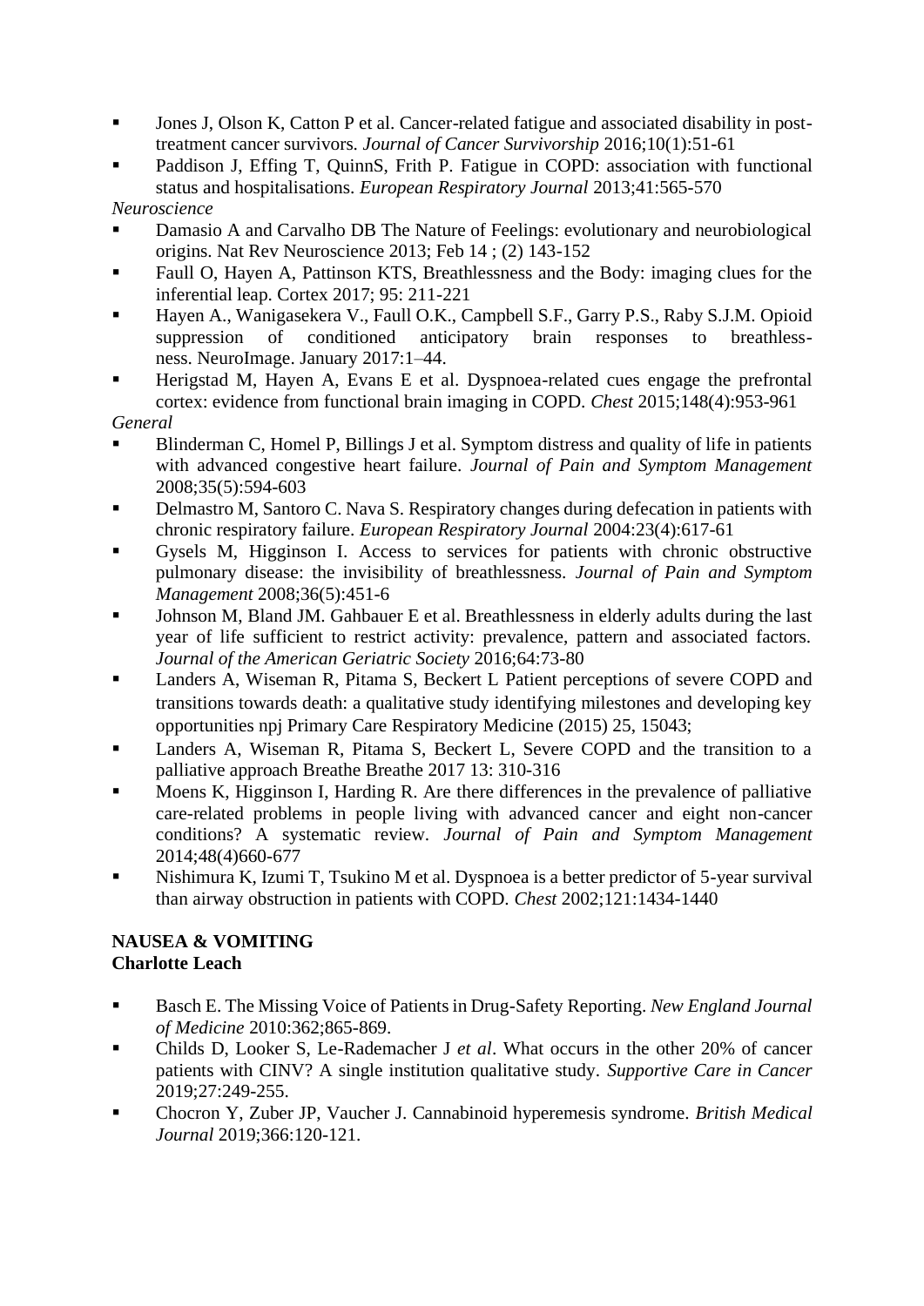- Jones J, Olson K, Catton P et al. Cancer-related fatigue and associated disability in post-treatment cancer survivors. *Journal of Cancer Survivorship* 2016;10(1):51-61
- Paddison J, Effing T, QuinnS, Frith P. Fatigue in COPD: association with functional status and hospitalisations. *European Respiratory Journal* 2013;41:565-570

*Neuroscience*

- Damasio A and Carvalho DB The Nature of Feelings: evolutionary and neurobiological origins. Nat Rev Neuroscience 2013; Feb 14 ; (2) 143-152
- Faull O, Hayen A, Pattinson KTS, Breathlessness and the Body: imaging clues for the inferential leap. Cortex 2017; 95: 211-221
- Hayen A., Wanigasekera V., Faull O.K., Campbell S.F., Garry P.S., Raby S.J.M. Opioid suppression of conditioned anticipatory brain responses to breathless-ness. NeuroImage. January 2017:1–44.
- Herigstad M, Hayen A, Evans E et al. Dyspnoea-related cues engage the prefrontal cortex: evidence from functional brain imaging in COPD. *Chest* 2015;148(4):953-961

*General*

- Blinderman C, Homel P, Billings J et al. Symptom distress and quality of life in patients with advanced congestive heart failure. *Journal of Pain and Symptom Management* 2008;35(5):594-603
- Delmastro M, Santoro C. Nava S. Respiratory changes during defecation in patients with chronic respiratory failure. *European Respiratory Journal* 2004:23(4):617-61
- Gysels M, Higginson I. Access to services for patients with chronic obstructive pulmonary disease: the invisibility of breathlessness. *Journal of Pain and Symptom Management* 2008;36(5):451-6
- Johnson M, Bland JM. Gahbauer E et al. Breathlessness in elderly adults during the last year of life sufficient to restrict activity: prevalence, pattern and associated factors. *Journal of the American Geriatric Society* 2016;64:73-80
- Landers A, Wiseman R, Pitama S, Beckert L Patient perceptions of severe COPD and transitions towards death: a qualitative study identifying milestones and developing key opportunities npj Primary Care Respiratory Medicine (2015) 25, 15043;
- Landers A, Wiseman R, Pitama S, Beckert L, Severe COPD and the transition to a palliative approach Breathe Breathe 2017 13: 310-316
- Moens K, Higginson I, Harding R. Are there differences in the prevalence of palliative care-related problems in people living with advanced cancer and eight non-cancer conditions? A systematic review. *Journal of Pain and Symptom Management* 2014;48(4)660-677
- Nishimura K, Izumi T, Tsukino M et al. Dyspnoea is a better predictor of 5-year survival than airway obstruction in patients with COPD. *Chest* 2002;121:1434-1440

**NAUSEA & VOMITING**
**Charlotte Leach**

- Basch E. The Missing Voice of Patients in Drug-Safety Reporting. *New England Journal of Medicine* 2010:362;865-869.
- Childs D, Looker S, Le-Rademacher J *et al*. What occurs in the other 20% of cancer patients with CINV? A single institution qualitative study. *Supportive Care in Cancer* 2019;27:249-255.
- Chocron Y, Zuber JP, Vaucher J. Cannabinoid hyperemesis syndrome. *British Medical Journal* 2019;366:120-121.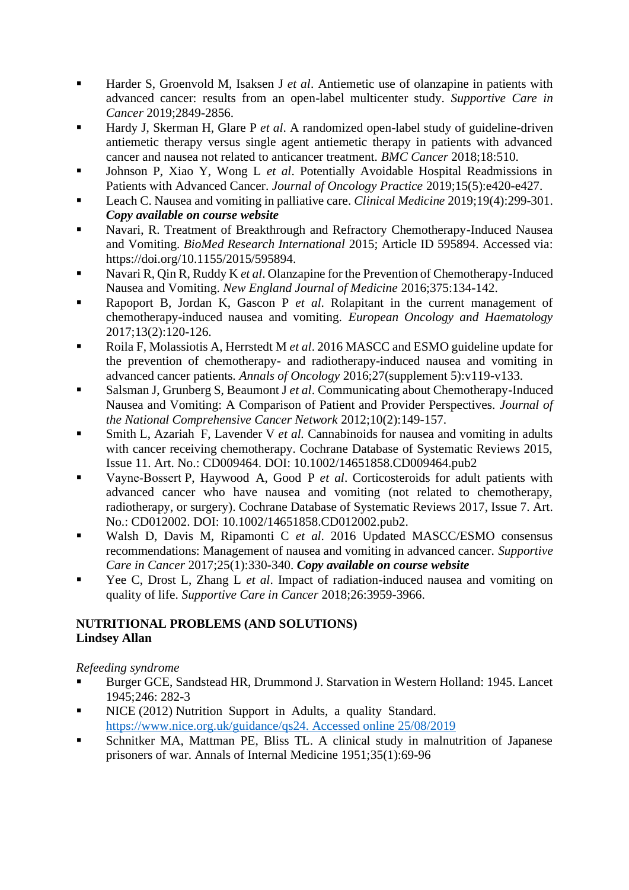- Harder S, Groenvold M, Isaksen J *et al*. Antiemetic use of olanzapine in patients with advanced cancer: results from an open-label multicenter study. *Supportive Care in Cancer* 2019;2849-2856.
- Hardy J, Skerman H, Glare P *et al*. A randomized open-label study of guideline-driven antiemetic therapy versus single agent antiemetic therapy in patients with advanced cancer and nausea not related to anticancer treatment. *BMC Cancer* 2018;18:510.
- Johnson P, Xiao Y, Wong L *et al*. Potentially Avoidable Hospital Readmissions in Patients with Advanced Cancer. *Journal of Oncology Practice* 2019;15(5):e420-e427.
- Leach C. Nausea and vomiting in palliative care. *Clinical Medicine* 2019;19(4):299-301. ***Copy available on course website***
- Navari, R. Treatment of Breakthrough and Refractory Chemotherapy-Induced Nausea and Vomiting. *BioMed Research International* 2015; Article ID 595894. Accessed via: https://doi.org/10.1155/2015/595894.
- Navari R, Qin R, Ruddy K *et al*. Olanzapine for the Prevention of Chemotherapy-Induced Nausea and Vomiting. *New England Journal of Medicine* 2016;375:134-142.
- Rapoport B, Jordan K, Gascon P *et al*. Rolapitant in the current management of chemotherapy-induced nausea and vomiting. *European Oncology and Haematology* 2017;13(2):120-126.
- Roila F, Molassiotis A, Herrstedt M *et al*. 2016 MASCC and ESMO guideline update for the prevention of chemotherapy- and radiotherapy-induced nausea and vomiting in advanced cancer patients. *Annals of Oncology* 2016;27(supplement 5):v119-v133.
- Salsman J, Grunberg S, Beaumont J *et al*. Communicating about Chemotherapy-Induced Nausea and Vomiting: A Comparison of Patient and Provider Perspectives. *Journal of the National Comprehensive Cancer Network* 2012;10(2):149-157.
- Smith L, Azariah F, Lavender V *et al.* Cannabinoids for nausea and vomiting in adults with cancer receiving chemotherapy. Cochrane Database of Systematic Reviews 2015, Issue 11. Art. No.: CD009464. DOI: 10.1002/14651858.CD009464.pub2
- Vayne-Bossert P, Haywood A, Good P *et al*. Corticosteroids for adult patients with advanced cancer who have nausea and vomiting (not related to chemotherapy, radiotherapy, or surgery). Cochrane Database of Systematic Reviews 2017, Issue 7. Art. No.: CD012002. DOI: 10.1002/14651858.CD012002.pub2.
- Walsh D, Davis M, Ripamonti C *et al*. 2016 Updated MASCC/ESMO consensus recommendations: Management of nausea and vomiting in advanced cancer. *Supportive Care in Cancer* 2017;25(1):330-340. ***Copy available on course website***
- Yee C, Drost L, Zhang L *et al*. Impact of radiation-induced nausea and vomiting on quality of life. *Supportive Care in Cancer* 2018;26:3959-3966.

**NUTRITIONAL PROBLEMS (AND SOLUTIONS)**
**Lindsey Allan**

*Refeeding syndrome*

- Burger GCE, Sandstead HR, Drummond J. Starvation in Western Holland: 1945. Lancet 1945;246: 282-3
- NICE (2012) Nutrition Support in Adults, a quality Standard. https://www.nice.org.uk/guidance/qs24. Accessed online 25/08/2019
- Schnitker MA, Mattman PE, Bliss TL. A clinical study in malnutrition of Japanese prisoners of war. Annals of Internal Medicine 1951;35(1):69-96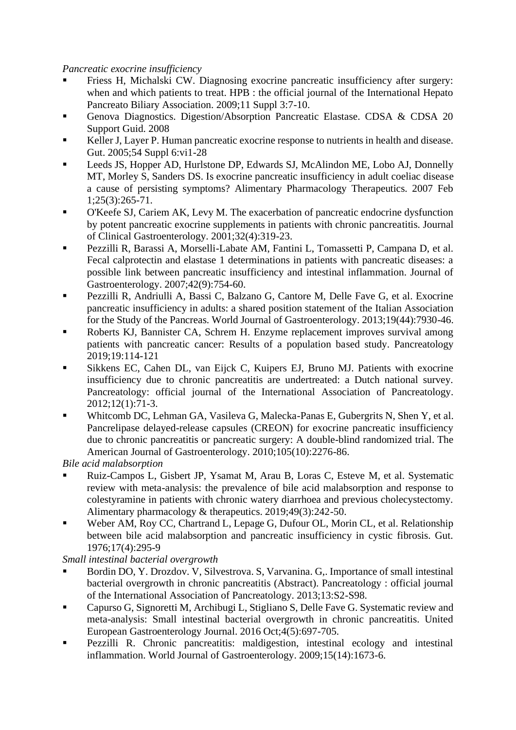*Pancreatic exocrine insufficiency*

- Friess H, Michalski CW. Diagnosing exocrine pancreatic insufficiency after surgery: when and which patients to treat. HPB : the official journal of the International Hepato Pancreato Biliary Association. 2009;11 Suppl 3:7-10.
- Genova Diagnostics. Digestion/Absorption Pancreatic Elastase. CDSA & CDSA 20 Support Guid. 2008
- Keller J, Layer P. Human pancreatic exocrine response to nutrients in health and disease. Gut. 2005;54 Suppl 6:vi1-28
- Leeds JS, Hopper AD, Hurlstone DP, Edwards SJ, McAlindon ME, Lobo AJ, Donnelly MT, Morley S, Sanders DS. Is exocrine pancreatic insufficiency in adult coeliac disease a cause of persisting symptoms? Alimentary Pharmacology Therapeutics. 2007 Feb 1;25(3):265-71.
- O'Keefe SJ, Cariem AK, Levy M. The exacerbation of pancreatic endocrine dysfunction by potent pancreatic exocrine supplements in patients with chronic pancreatitis. Journal of Clinical Gastroenterology. 2001;32(4):319-23.
- Pezzilli R, Barassi A, Morselli-Labate AM, Fantini L, Tomassetti P, Campana D, et al. Fecal calprotectin and elastase 1 determinations in patients with pancreatic diseases: a possible link between pancreatic insufficiency and intestinal inflammation. Journal of Gastroenterology. 2007;42(9):754-60.
- Pezzilli R, Andriulli A, Bassi C, Balzano G, Cantore M, Delle Fave G, et al. Exocrine pancreatic insufficiency in adults: a shared position statement of the Italian Association for the Study of the Pancreas. World Journal of Gastroenterology. 2013;19(44):7930-46.
- Roberts KJ, Bannister CA, Schrem H. Enzyme replacement improves survival among patients with pancreatic cancer: Results of a population based study. Pancreatology 2019;19:114-121
- Sikkens EC, Cahen DL, van Eijck C, Kuipers EJ, Bruno MJ. Patients with exocrine insufficiency due to chronic pancreatitis are undertreated: a Dutch national survey. Pancreatology: official journal of the International Association of Pancreatology. 2012;12(1):71-3.
- Whitcomb DC, Lehman GA, Vasileva G, Malecka-Panas E, Gubergrits N, Shen Y, et al. Pancrelipase delayed-release capsules (CREON) for exocrine pancreatic insufficiency due to chronic pancreatitis or pancreatic surgery: A double-blind randomized trial. The American Journal of Gastroenterology. 2010;105(10):2276-86.

*Bile acid malabsorption*

- Ruiz-Campos L, Gisbert JP, Ysamat M, Arau B, Loras C, Esteve M, et al. Systematic review with meta-analysis: the prevalence of bile acid malabsorption and response to colestyramine in patients with chronic watery diarrhoea and previous cholecystectomy. Alimentary pharmacology & therapeutics. 2019;49(3):242-50.
- Weber AM, Roy CC, Chartrand L, Lepage G, Dufour OL, Morin CL, et al. Relationship between bile acid malabsorption and pancreatic insufficiency in cystic fibrosis. Gut. 1976;17(4):295-9

*Small intestinal bacterial overgrowth*

- Bordin DO, Y. Drozdov. V, Silvestrova. S, Varvanina. G,. Importance of small intestinal bacterial overgrowth in chronic pancreatitis (Abstract). Pancreatology : official journal of the International Association of Pancreatology. 2013;13:S2-S98.
- Capurso G, Signoretti M, Archibugi L, Stigliano S, Delle Fave G. Systematic review and meta-analysis: Small intestinal bacterial overgrowth in chronic pancreatitis. United European Gastroenterology Journal. 2016 Oct;4(5):697-705.
- Pezzilli R. Chronic pancreatitis: maldigestion, intestinal ecology and intestinal inflammation. World Journal of Gastroenterology. 2009;15(14):1673-6.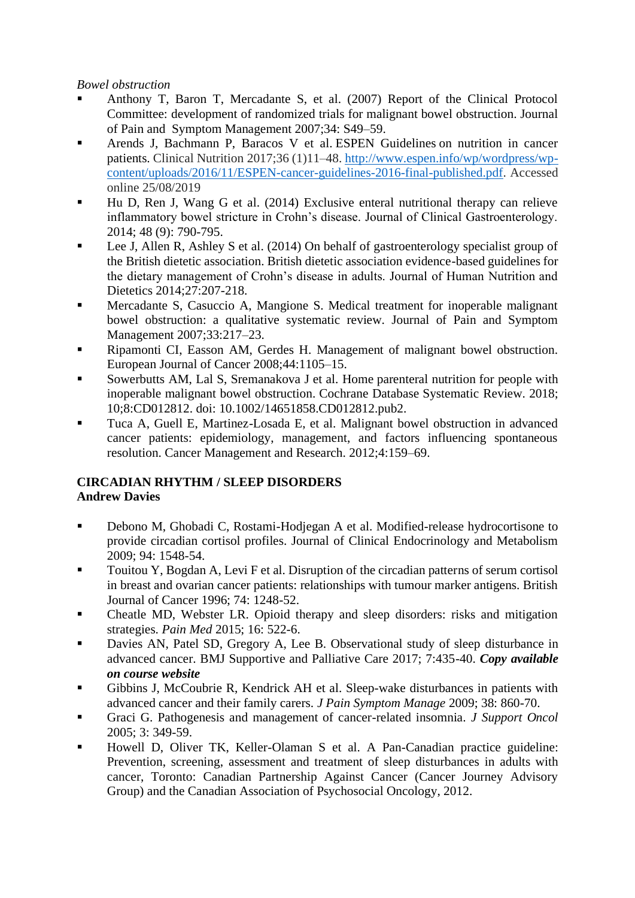*Bowel obstruction*

- Anthony T, Baron T, Mercadante S, et al. (2007) Report of the Clinical Protocol Committee: development of randomized trials for malignant bowel obstruction. Journal of Pain and Symptom Management 2007;34: S49–59.
- Arends J, Bachmann P, Baracos V et al. ESPEN Guidelines on nutrition in cancer patients. Clinical Nutrition 2017;36 (1)11–48. [http://www.espen.info/wp/wordpress/wp-content/uploads/2016/11/ESPEN-cancer-guidelines-2016-final-published.pdf](http://www.espen.info/wp/wordpress/wp-content/uploads/2016/11/ESPEN-cancer-guidelines-2016-final-published.pdf). Accessed online 25/08/2019
- Hu D, Ren J, Wang G et al. (2014) Exclusive enteral nutritional therapy can relieve inflammatory bowel stricture in Crohn's disease. Journal of Clinical Gastroenterology. 2014; 48 (9): 790-795.
- Lee J, Allen R, Ashley S et al. (2014) On behalf of gastroenterology specialist group of the British dietetic association. British dietetic association evidence-based guidelines for the dietary management of Crohn's disease in adults. Journal of Human Nutrition and Dietetics 2014;27:207-218.
- Mercadante S, Casuccio A, Mangione S. Medical treatment for inoperable malignant bowel obstruction: a qualitative systematic review. Journal of Pain and Symptom Management 2007;33:217–23.
- Ripamonti CI, Easson AM, Gerdes H. Management of malignant bowel obstruction. European Journal of Cancer 2008;44:1105–15.
- Sowerbutts AM, Lal S, Sremanakova J et al. Home parenteral nutrition for people with inoperable malignant bowel obstruction. Cochrane Database Systematic Review. 2018; 10;8:CD012812. doi: 10.1002/14651858.CD012812.pub2.
- Tuca A, Guell E, Martinez-Losada E, et al. Malignant bowel obstruction in advanced cancer patients: epidemiology, management, and factors influencing spontaneous resolution. Cancer Management and Research. 2012;4:159–69.

**CIRCADIAN RHYTHM / SLEEP DISORDERS**
**Andrew Davies**

- Debono M, Ghobadi C, Rostami-Hodjegan A et al. Modified-release hydrocortisone to provide circadian cortisol profiles. Journal of Clinical Endocrinology and Metabolism 2009; 94: 1548-54.
- Touitou Y, Bogdan A, Levi F et al. Disruption of the circadian patterns of serum cortisol in breast and ovarian cancer patients: relationships with tumour marker antigens. British Journal of Cancer 1996; 74: 1248-52.
- Cheatle MD, Webster LR. Opioid therapy and sleep disorders: risks and mitigation strategies. *Pain Med* 2015; 16: 522-6.
- Davies AN, Patel SD, Gregory A, Lee B. Observational study of sleep disturbance in advanced cancer. BMJ Supportive and Palliative Care 2017; 7:435-40. ***Copy available on course website***
- Gibbins J, McCoubrie R, Kendrick AH et al. Sleep-wake disturbances in patients with advanced cancer and their family carers. *J Pain Symptom Manage* 2009; 38: 860-70.
- Graci G. Pathogenesis and management of cancer-related insomnia. *J Support Oncol* 2005; 3: 349-59.
- Howell D, Oliver TK, Keller-Olaman S et al. A Pan-Canadian practice guideline: Prevention, screening, assessment and treatment of sleep disturbances in adults with cancer, Toronto: Canadian Partnership Against Cancer (Cancer Journey Advisory Group) and the Canadian Association of Psychosocial Oncology, 2012.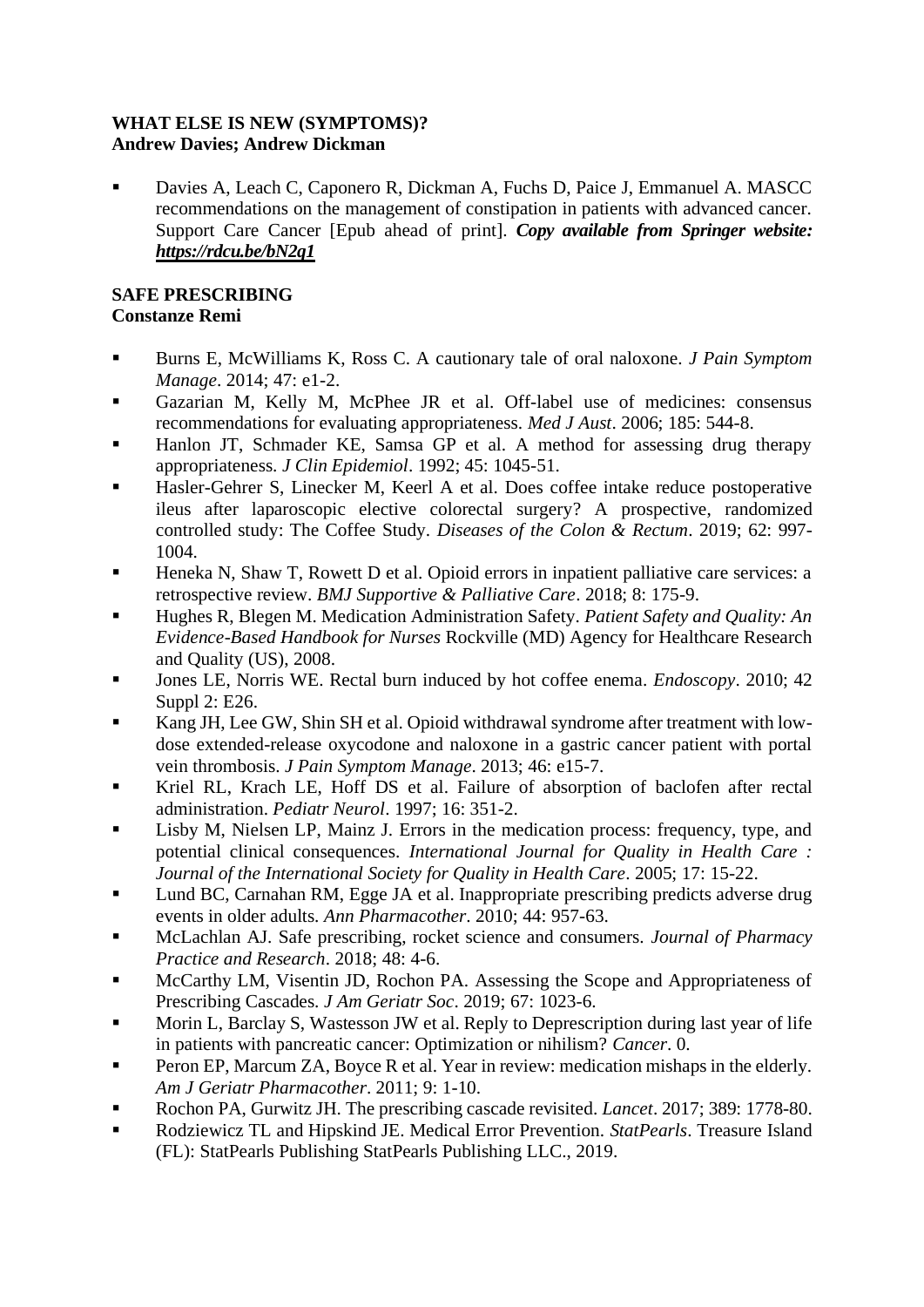**WHAT ELSE IS NEW (SYMPTOMS)?**
**Andrew Davies; Andrew Dickman**

- Davies A, Leach C, Caponero R, Dickman A, Fuchs D, Paice J, Emmanuel A. MASCC recommendations on the management of constipation in patients with advanced cancer. Support Care Cancer [Epub ahead of print]. ***Copy available from Springer website: https://rdcu.be/bN2q1***

**SAFE PRESCRIBING**
**Constanze Remi**

- Burns E, McWilliams K, Ross C. A cautionary tale of oral naloxone. *J Pain Symptom Manage*. 2014; 47: e1-2.
- Gazarian M, Kelly M, McPhee JR et al. Off-label use of medicines: consensus recommendations for evaluating appropriateness. *Med J Aust*. 2006; 185: 544-8.
- Hanlon JT, Schmader KE, Samsa GP et al. A method for assessing drug therapy appropriateness. *J Clin Epidemiol*. 1992; 45: 1045-51.
- Hasler-Gehrer S, Linecker M, Keerl A et al. Does coffee intake reduce postoperative ileus after laparoscopic elective colorectal surgery? A prospective, randomized controlled study: The Coffee Study. *Diseases of the Colon & Rectum*. 2019; 62: 997-1004.
- Heneka N, Shaw T, Rowett D et al. Opioid errors in inpatient palliative care services: a retrospective review. *BMJ Supportive & Palliative Care*. 2018; 8: 175-9.
- Hughes R, Blegen M. Medication Administration Safety. *Patient Safety and Quality: An Evidence-Based Handbook for Nurses* Rockville (MD) Agency for Healthcare Research and Quality (US), 2008.
- Jones LE, Norris WE. Rectal burn induced by hot coffee enema. *Endoscopy*. 2010; 42 Suppl 2: E26.
- Kang JH, Lee GW, Shin SH et al. Opioid withdrawal syndrome after treatment with low-dose extended-release oxycodone and naloxone in a gastric cancer patient with portal vein thrombosis. *J Pain Symptom Manage*. 2013; 46: e15-7.
- Kriel RL, Krach LE, Hoff DS et al. Failure of absorption of baclofen after rectal administration. *Pediatr Neurol*. 1997; 16: 351-2.
- Lisby M, Nielsen LP, Mainz J. Errors in the medication process: frequency, type, and potential clinical consequences. *International Journal for Quality in Health Care : Journal of the International Society for Quality in Health Care*. 2005; 17: 15-22.
- Lund BC, Carnahan RM, Egge JA et al. Inappropriate prescribing predicts adverse drug events in older adults. *Ann Pharmacother*. 2010; 44: 957-63.
- McLachlan AJ. Safe prescribing, rocket science and consumers. *Journal of Pharmacy Practice and Research*. 2018; 48: 4-6.
- McCarthy LM, Visentin JD, Rochon PA. Assessing the Scope and Appropriateness of Prescribing Cascades. *J Am Geriatr Soc*. 2019; 67: 1023-6.
- Morin L, Barclay S, Wastesson JW et al. Reply to Deprescription during last year of life in patients with pancreatic cancer: Optimization or nihilism? *Cancer*. 0.
- Peron EP, Marcum ZA, Boyce R et al. Year in review: medication mishaps in the elderly. *Am J Geriatr Pharmacother*. 2011; 9: 1-10.
- Rochon PA, Gurwitz JH. The prescribing cascade revisited. *Lancet*. 2017; 389: 1778-80.
- Rodziewicz TL and Hipskind JE. Medical Error Prevention. *StatPearls*. Treasure Island (FL): StatPearls Publishing StatPearls Publishing LLC., 2019.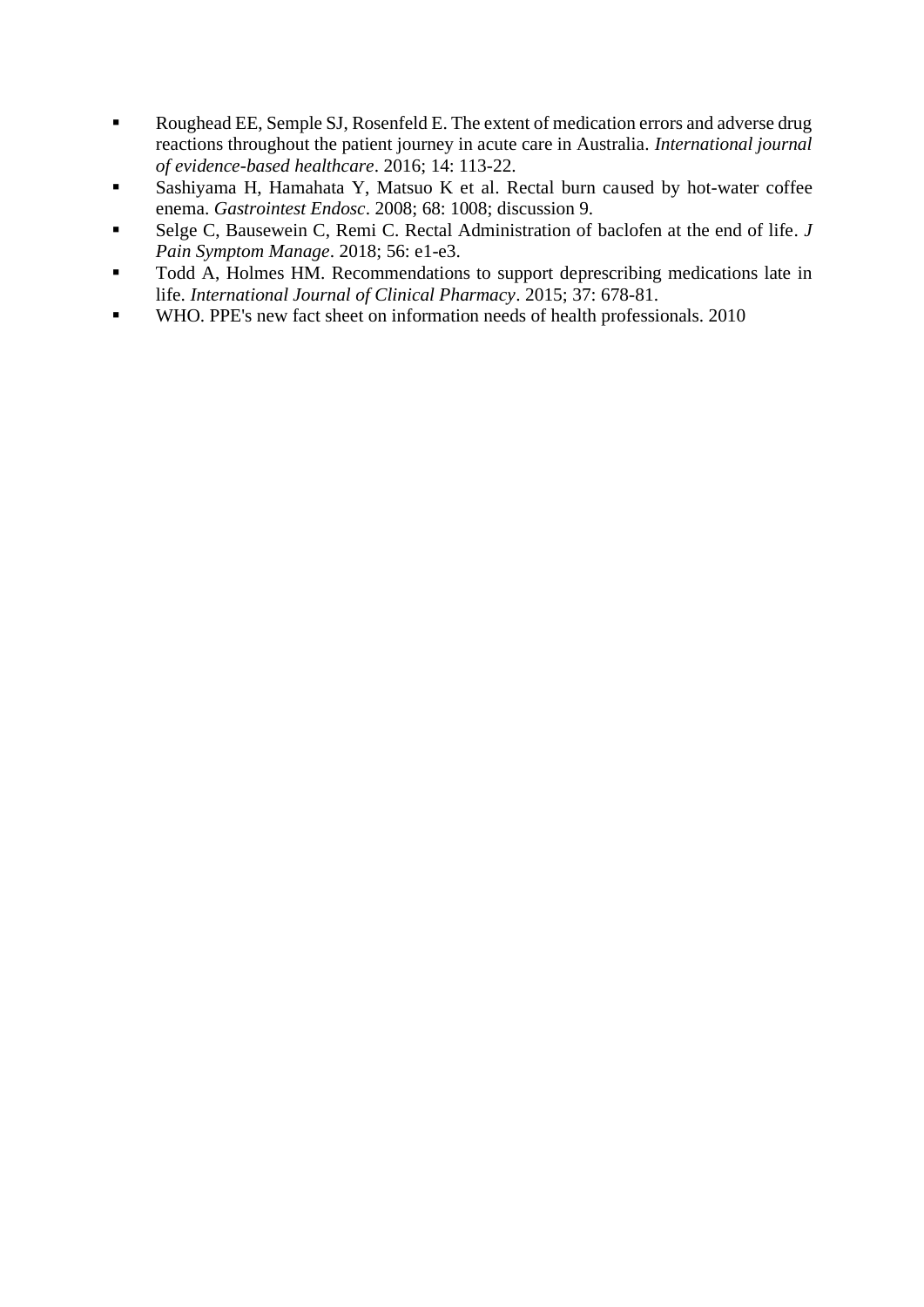- Roughead EE, Semple SJ, Rosenfeld E. The extent of medication errors and adverse drug reactions throughout the patient journey in acute care in Australia. *International journal of evidence-based healthcare*. 2016; 14: 113-22.
- Sashiyama H, Hamahata Y, Matsuo K et al. Rectal burn caused by hot-water coffee enema. *Gastrointest Endosc*. 2008; 68: 1008; discussion 9.
- Selge C, Bausewein C, Remi C. Rectal Administration of baclofen at the end of life. *J Pain Symptom Manage*. 2018; 56: e1-e3.
- Todd A, Holmes HM. Recommendations to support deprescribing medications late in life. *International Journal of Clinical Pharmacy*. 2015; 37: 678-81.
- WHO. PPE's new fact sheet on information needs of health professionals. 2010